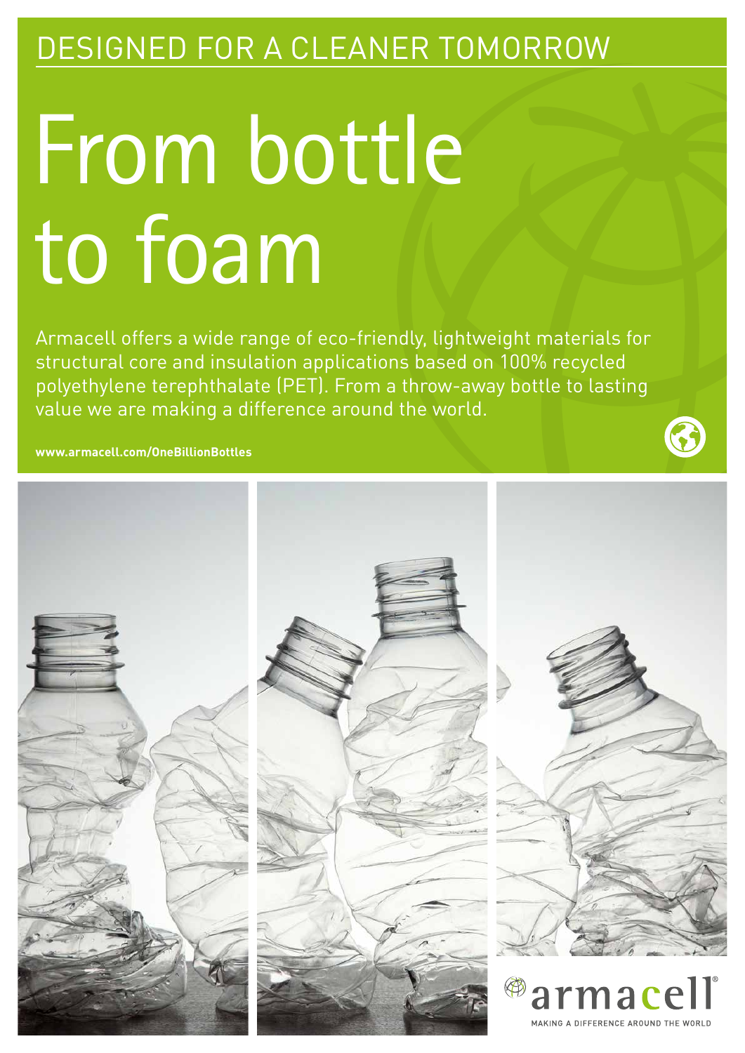DESIGNED FOR A CLEANER TOMORROW

# From bottle to foam

Armacell offers a wide range of eco-friendly, lightweight materials for structural core and insulation applications based on 100% recycled polyethylene terephthalate (PET). From a throw-away bottle to lasting value we are making a difference around the world.

**www.armacell.com/OneBillionBottles**

armacell

MAKING A DIFFERENCE AROUND THE WORLD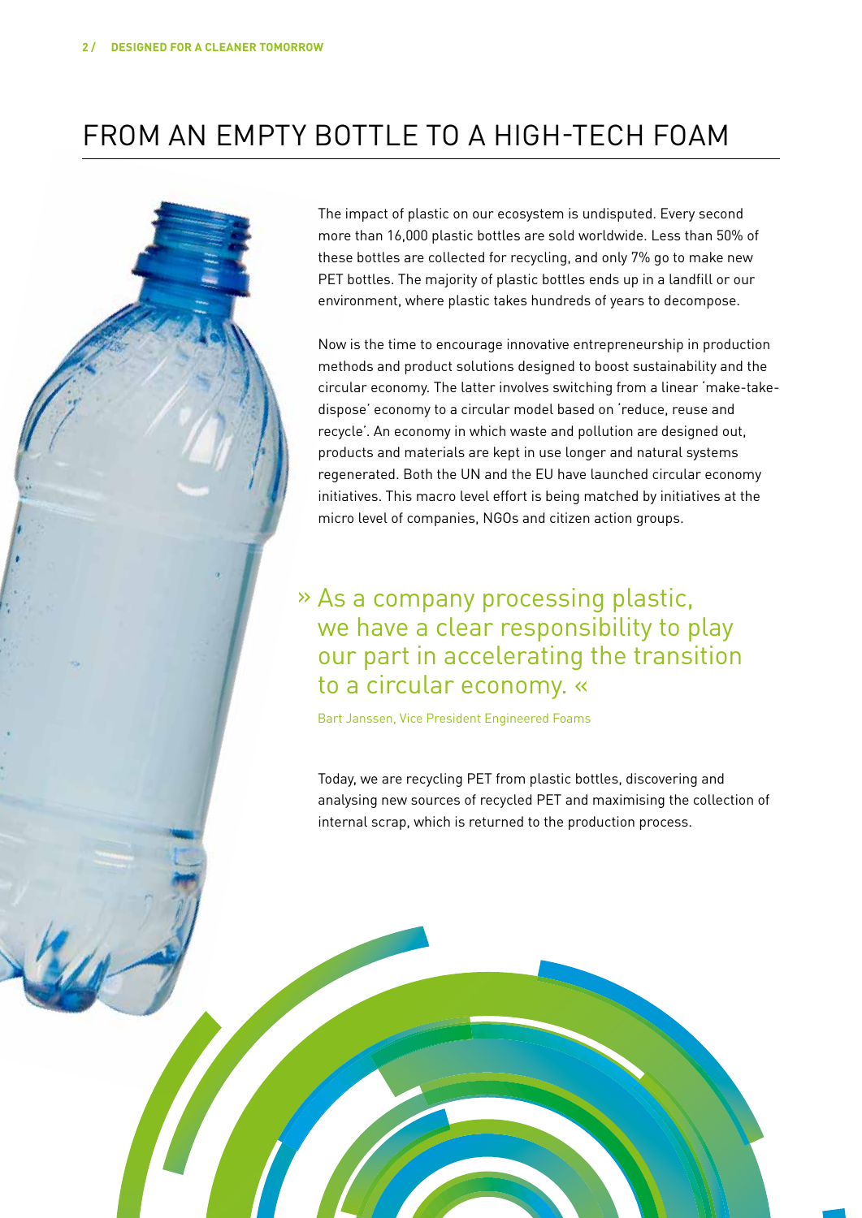# FROM AN EMPTY BOTTLE TO A HIGH-TECH FOAM

The impact of plastic on our ecosystem is undisputed. Every second more than 16,000 plastic bottles are sold worldwide. Less than 50% of these bottles are collected for recycling, and only 7% go to make new PET bottles. The majority of plastic bottles ends up in a landfill or our environment, where plastic takes hundreds of years to decompose.

Now is the time to encourage innovative entrepreneurship in production methods and product solutions designed to boost sustainability and the circular economy. The latter involves switching from a linear 'make-take-dispose' economy to a circular model based on 'reduce, reuse and recycle'. An economy in which waste and pollution are designed out, products and materials are kept in use longer and natural systems regenerated. Both the UN and the EU have launched circular economy initiatives. This macro level effort is being matched by initiatives at the micro level of companies, NGOs and citizen action groups.

> » As a company processing plastic, we have a clear responsibility to play our part in accelerating the transition to a circular economy. «
>
> Bart Janssen, Vice President Engineered Foams

Today, we are recycling PET from plastic bottles, discovering and analysing new sources of recycled PET and maximising the collection of internal scrap, which is returned to the production process.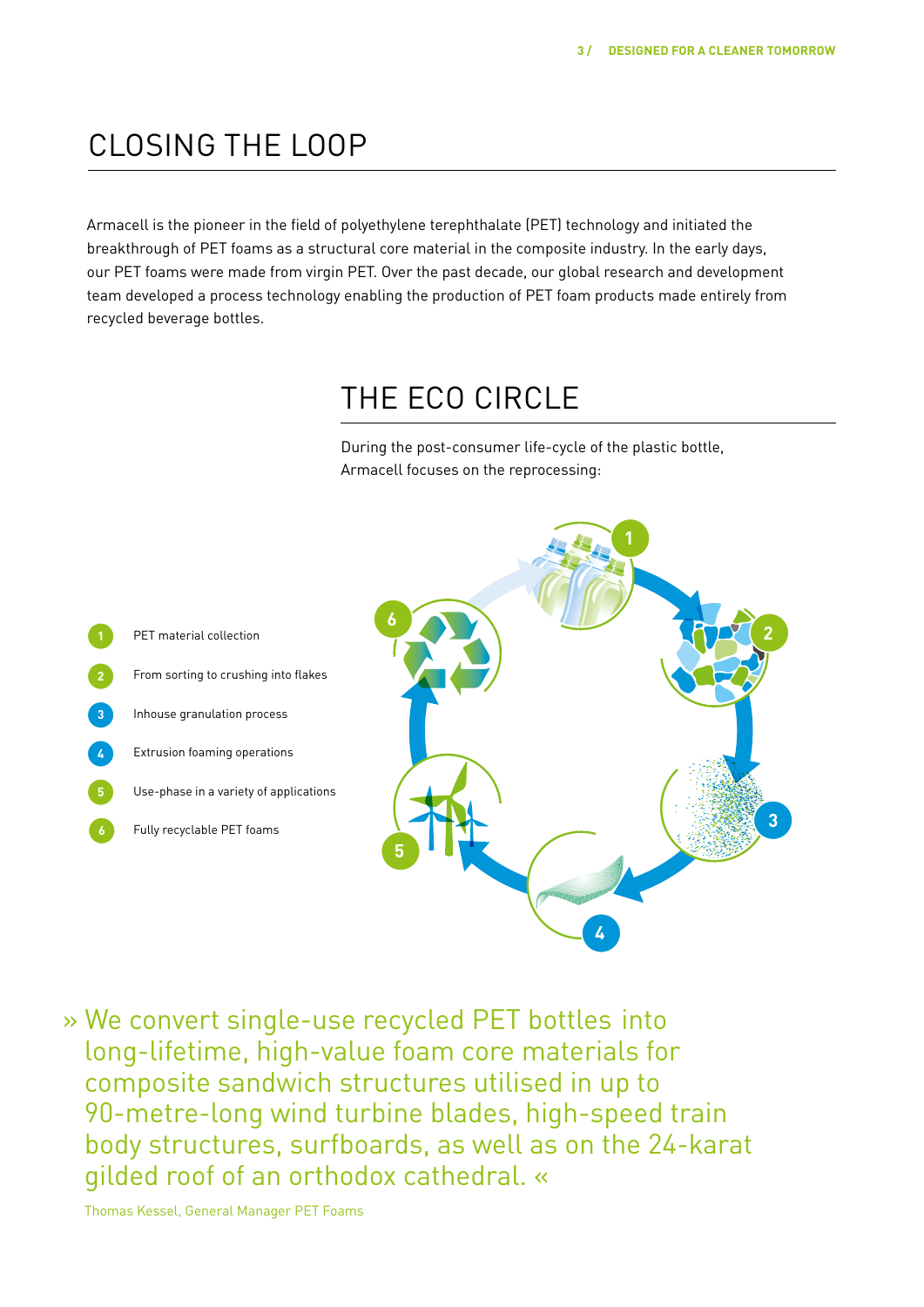# CLOSING THE LOOP

Armacell is the pioneer in the field of polyethylene terephthalate (PET) technology and initiated the breakthrough of PET foams as a structural core material in the composite industry. In the early days, our PET foams were made from virgin PET. Over the past decade, our global research and development team developed a process technology enabling the production of PET foam products made entirely from recycled beverage bottles.

## THE ECO CIRCLE

During the post-consumer life-cycle of the plastic bottle, Armacell focuses on the reprocessing:

1. PET material collection
2. From sorting to crushing into flakes
3. Inhouse granulation process
4. Extrusion foaming operations
5. Use-phase in a variety of applications
6. Fully recyclable PET foams

» We convert single-use recycled PET bottles into long-lifetime, high-value foam core materials for composite sandwich structures utilised in up to 90-metre-long wind turbine blades, high-speed train body structures, surfboards, as well as on the 24-karat gilded roof of an orthodox cathedral. «

Thomas Kessel, General Manager PET Foams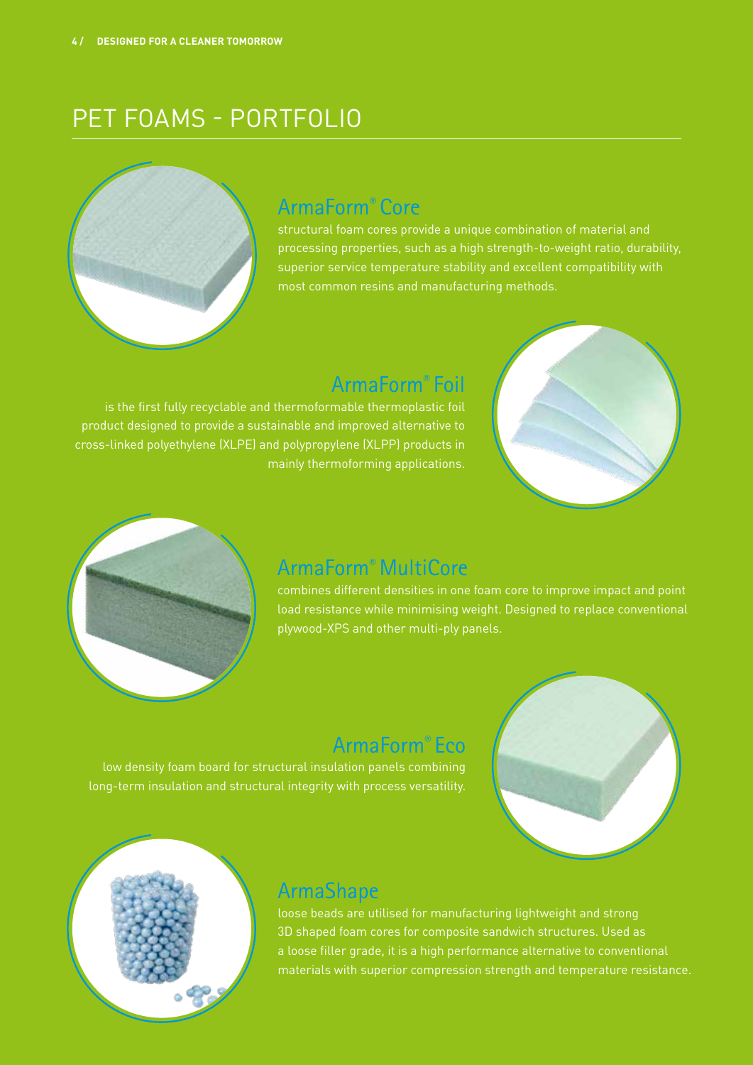# PET FOAMS - PORTFOLIO

## ArmaForm® Core

structural foam cores provide a unique combination of material and processing properties, such as a high strength-to-weight ratio, durability, superior service temperature stability and excellent compatibility with most common resins and manufacturing methods.

## ArmaForm® Foil

is the first fully recyclable and thermoformable thermoplastic foil product designed to provide a sustainable and improved alternative to cross-linked polyethylene (XLPE) and polypropylene (XLPP) products in mainly thermoforming applications.

## ArmaForm® MultiCore

combines different densities in one foam core to improve impact and point load resistance while minimising weight. Designed to replace conventional plywood-XPS and other multi-ply panels.

## ArmaForm® Eco

low density foam board for structural insulation panels combining long-term insulation and structural integrity with process versatility.

## ArmaShape

loose beads are utilised for manufacturing lightweight and strong 3D shaped foam cores for composite sandwich structures. Used as a loose filler grade, it is a high performance alternative to conventional materials with superior compression strength and temperature resistance.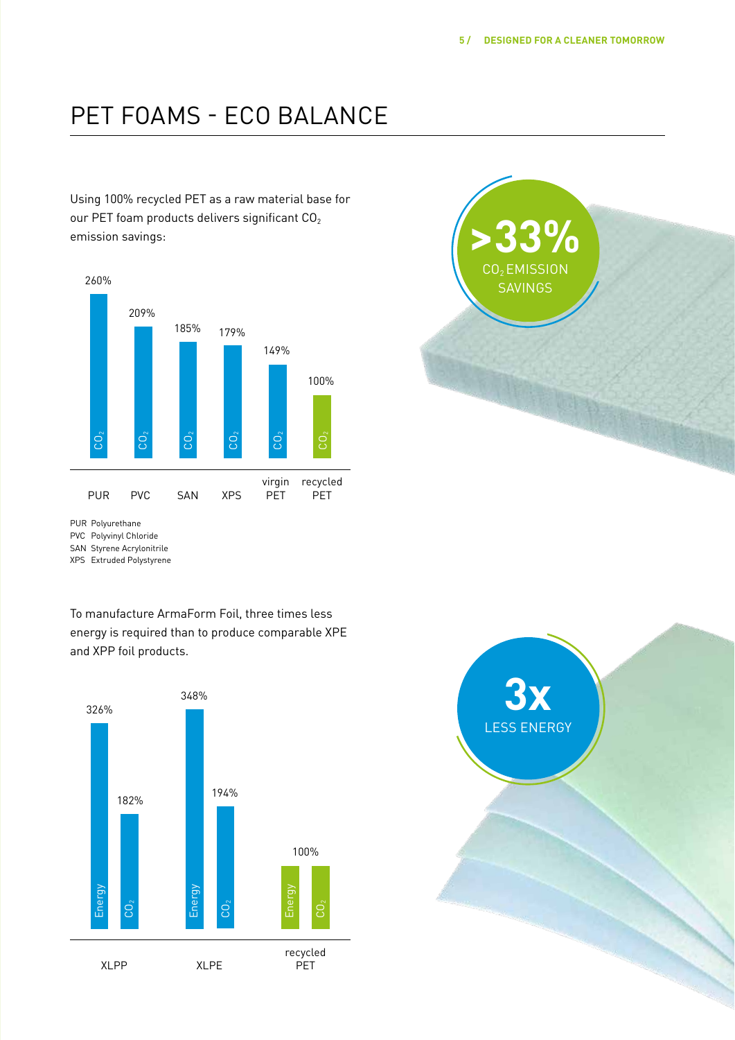# PET FOAMS - ECO BALANCE

Using 100% recycled PET as a raw material base for our PET foam products delivers significant $CO_2$ emission savings:

| | PUR | PVC | SAN | XPS | virgin PET | recycled PET |
|---|---|---|---|---|---|---|
| $CO_2$ | 260% | 209% | 185% | 179% | 149% | 100% |

PUR Polyurethane
PVC Polyvinyl Chloride
SAN Styrene Acrylonitrile
XPS Extruded Polystyrene

**>33%** $CO_2$ EMISSION SAVINGS

To manufacture ArmaForm Foil, three times less energy is required than to produce comparable XPE and XPP foil products.

| | XLPP | XLPE | recycled PET |
|---|---|---|---|
| Energy | 326% | 348% | 100% |
| $CO_2$ | 182% | 194% | 100% |

**3x** LESS ENERGY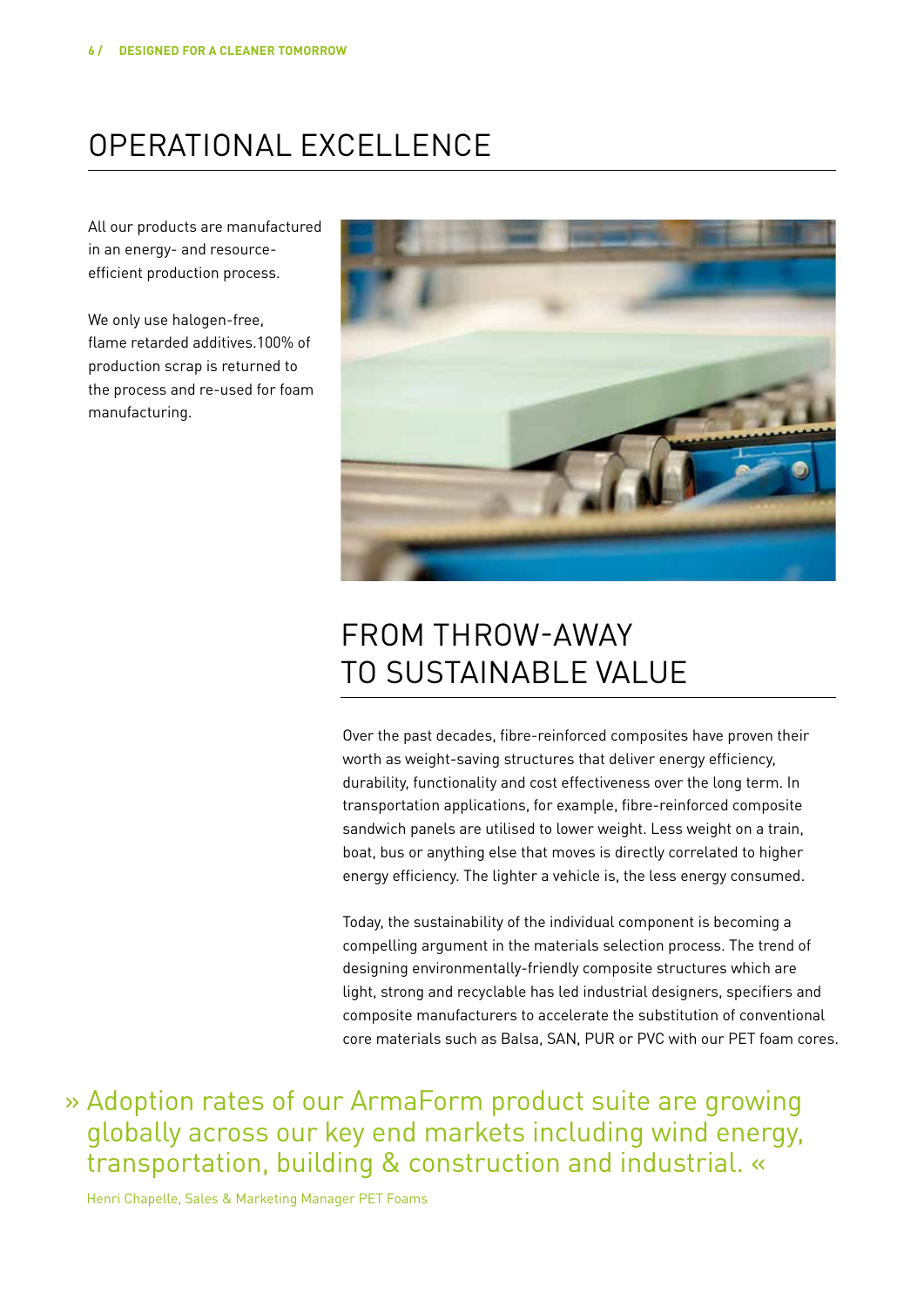# OPERATIONAL EXCELLENCE

All our products are manufactured in an energy- and resource-efficient production process.

We only use halogen-free, flame retarded additives.100% of production scrap is returned to the process and re-used for foam manufacturing.

## FROM THROW-AWAY TO SUSTAINABLE VALUE

Over the past decades, fibre-reinforced composites have proven their worth as weight-saving structures that deliver energy efficiency, durability, functionality and cost effectiveness over the long term. In transportation applications, for example, fibre-reinforced composite sandwich panels are utilised to lower weight. Less weight on a train, boat, bus or anything else that moves is directly correlated to higher energy efficiency. The lighter a vehicle is, the less energy consumed.

Today, the sustainability of the individual component is becoming a compelling argument in the materials selection process. The trend of designing environmentally-friendly composite structures which are light, strong and recyclable has led industrial designers, specifiers and composite manufacturers to accelerate the substitution of conventional core materials such as Balsa, SAN, PUR or PVC with our PET foam cores.

» Adoption rates of our ArmaForm product suite are growing globally across our key end markets including wind energy, transportation, building & construction and industrial. «

Henri Chapelle, Sales & Marketing Manager PET Foams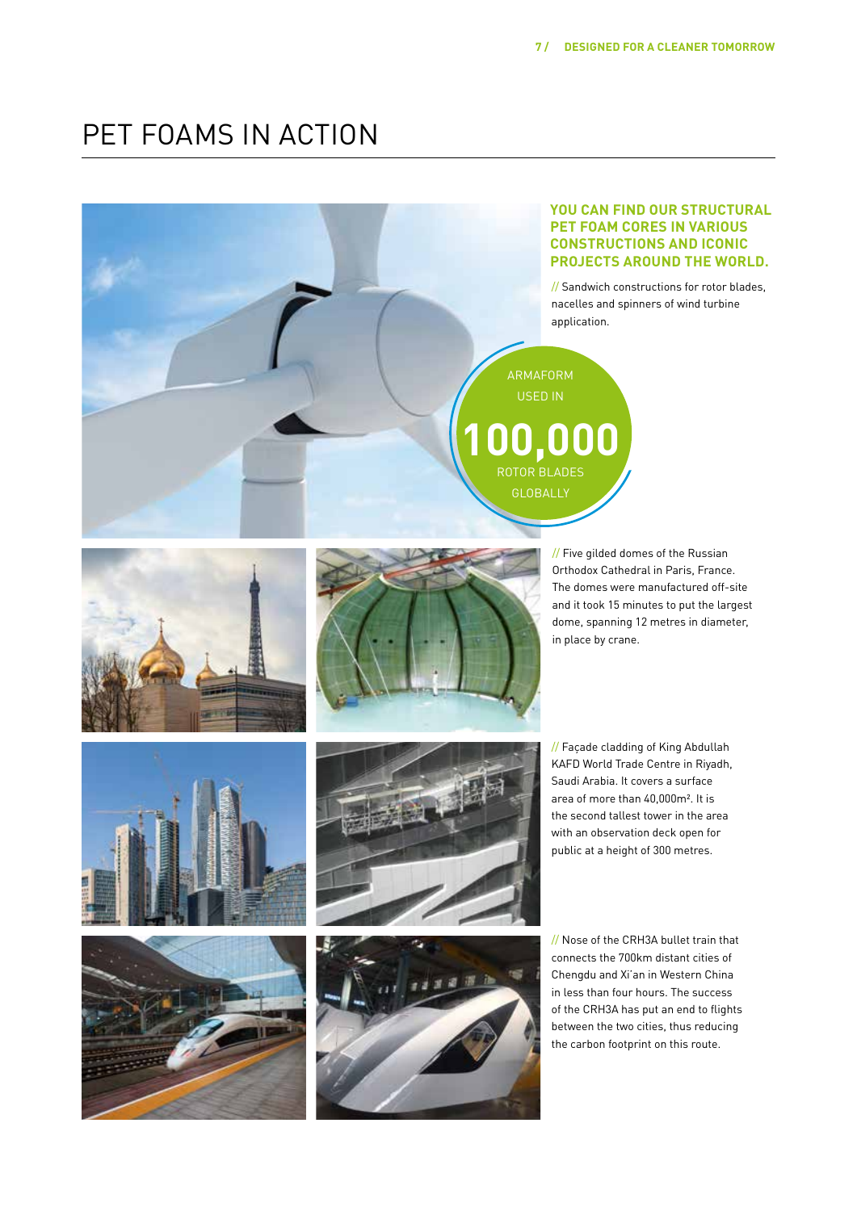# PET FOAMS IN ACTION

**YOU CAN FIND OUR STRUCTURAL PET FOAM CORES IN VARIOUS CONSTRUCTIONS AND ICONIC PROJECTS AROUND THE WORLD.**

// Sandwich constructions for rotor blades, nacelles and spinners of wind turbine application.

ARMAFORM USED IN **100,000** ROTOR BLADES GLOBALLY

// Five gilded domes of the Russian Orthodox Cathedral in Paris, France. The domes were manufactured off-site and it took 15 minutes to put the largest dome, spanning 12 metres in diameter, in place by crane.

// Façade cladding of King Abdullah KAFD World Trade Centre in Riyadh, Saudi Arabia. It covers a surface area of more than 40,000m². It is the second tallest tower in the area with an observation deck open for public at a height of 300 metres.

// Nose of the CRH3A bullet train that connects the 700km distant cities of Chengdu and Xi'an in Western China in less than four hours. The success of the CRH3A has put an end to flights between the two cities, thus reducing the carbon footprint on this route.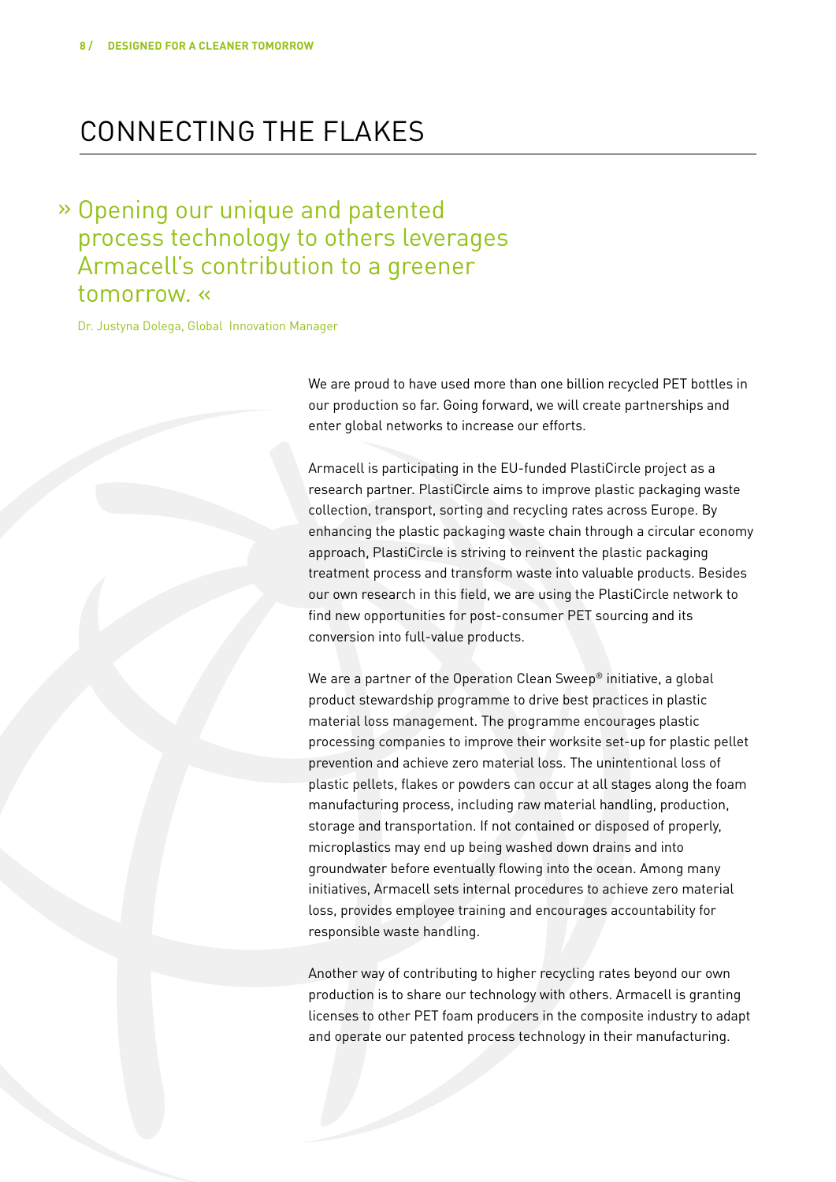# CONNECTING THE FLAKES

» Opening our unique and patented process technology to others leverages Armacell's contribution to a greener tomorrow. «

Dr. Justyna Dolega, Global Innovation Manager

We are proud to have used more than one billion recycled PET bottles in our production so far. Going forward, we will create partnerships and enter global networks to increase our efforts.

Armacell is participating in the EU-funded PlastiCircle project as a research partner. PlastiCircle aims to improve plastic packaging waste collection, transport, sorting and recycling rates across Europe. By enhancing the plastic packaging waste chain through a circular economy approach, PlastiCircle is striving to reinvent the plastic packaging treatment process and transform waste into valuable products. Besides our own research in this field, we are using the PlastiCircle network to find new opportunities for post-consumer PET sourcing and its conversion into full-value products.

We are a partner of the Operation Clean Sweep® initiative, a global product stewardship programme to drive best practices in plastic material loss management. The programme encourages plastic processing companies to improve their worksite set-up for plastic pellet prevention and achieve zero material loss. The unintentional loss of plastic pellets, flakes or powders can occur at all stages along the foam manufacturing process, including raw material handling, production, storage and transportation. If not contained or disposed of properly, microplastics may end up being washed down drains and into groundwater before eventually flowing into the ocean. Among many initiatives, Armacell sets internal procedures to achieve zero material loss, provides employee training and encourages accountability for responsible waste handling.

Another way of contributing to higher recycling rates beyond our own production is to share our technology with others. Armacell is granting licenses to other PET foam producers in the composite industry to adapt and operate our patented process technology in their manufacturing.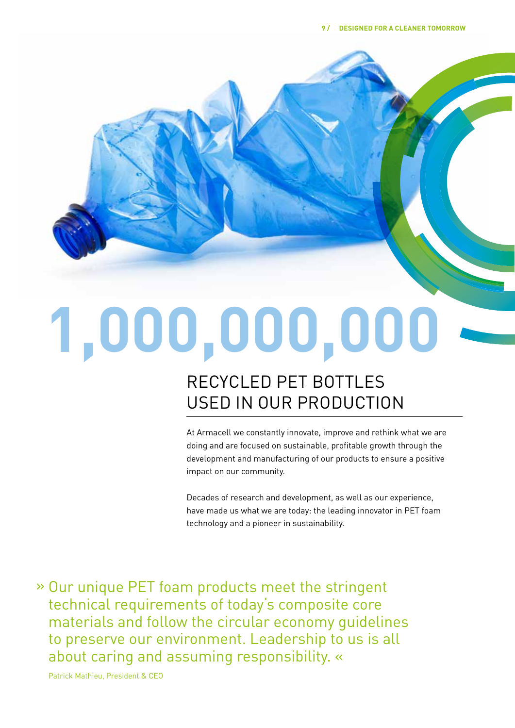# 1,000,000,000

## RECYCLED PET BOTTLES USED IN OUR PRODUCTION

At Armacell we constantly innovate, improve and rethink what we are doing and are focused on sustainable, profitable growth through the development and manufacturing of our products to ensure a positive impact on our community.

Decades of research and development, as well as our experience, have made us what we are today: the leading innovator in PET foam technology and a pioneer in sustainability.

» Our unique PET foam products meet the stringent technical requirements of today's composite core materials and follow the circular economy guidelines to preserve our environment. Leadership to us is all about caring and assuming responsibility. «

Patrick Mathieu, President & CEO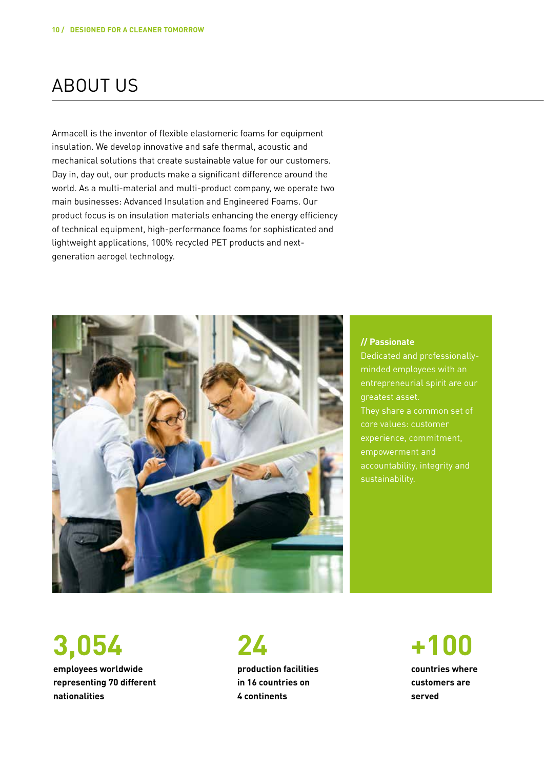# ABOUT US

Armacell is the inventor of flexible elastomeric foams for equipment insulation. We develop innovative and safe thermal, acoustic and mechanical solutions that create sustainable value for our customers. Day in, day out, our products make a significant difference around the world. As a multi-material and multi-product company, we operate two main businesses: Advanced Insulation and Engineered Foams. Our product focus is on insulation materials enhancing the energy efficiency of technical equipment, high-performance foams for sophisticated and lightweight applications, 100% recycled PET products and next-generation aerogel technology.

**// Passionate**

Dedicated and professionally-minded employees with an entrepreneurial spirit are our greatest asset.
They share a common set of core values: customer experience, commitment, empowerment and accountability, integrity and sustainability.

**3,054**
**employees worldwide representing 70 different nationalities**

**24**
**production facilities in 16 countries on 4 continents**

**+100**
**countries where customers are served**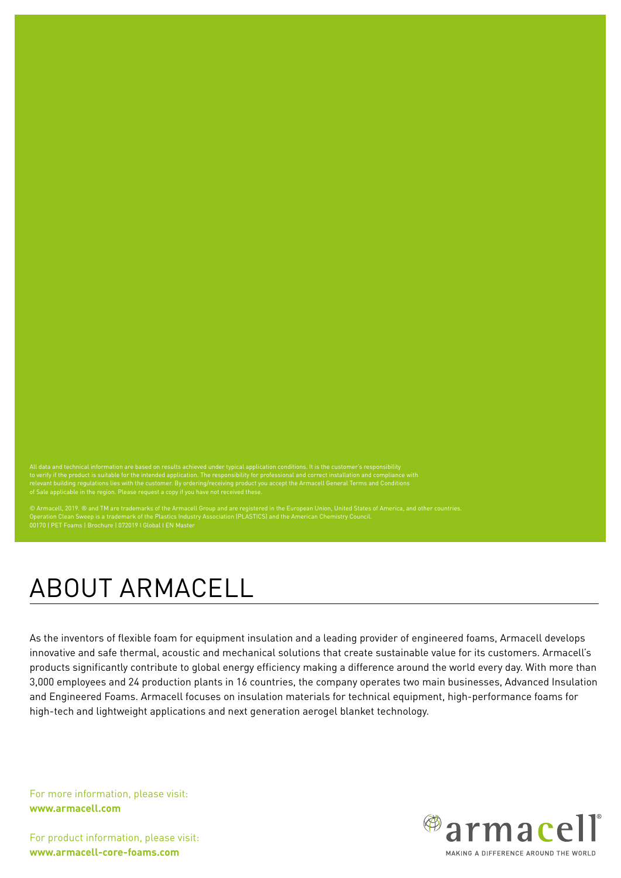All data and technical information are based on results achieved under typical application conditions. It is the customer's responsibility to verify if the product is suitable for the intended application. The responsibility for professional and correct installation and compliance with relevant building regulations lies with the customer. By ordering/receiving product you accept the Armacell General Terms and Conditions of Sale applicable in the region. Please request a copy if you have not received these.

© Armacell, 2019. ® and TM are trademarks of the Armacell Group and are registered in the European Union, United States of America, and other countries.
Operation Clean Sweep is a trademark of the Plastics Industry Association (PLASTICS) and the American Chemistry Council.
00170 | PET Foams | Brochure | 072019 | Global | EN Master

# ABOUT ARMACELL

As the inventors of flexible foam for equipment insulation and a leading provider of engineered foams, Armacell develops innovative and safe thermal, acoustic and mechanical solutions that create sustainable value for its customers. Armacell's products significantly contribute to global energy efficiency making a difference around the world every day. With more than 3,000 employees and 24 production plants in 16 countries, the company operates two main businesses, Advanced Insulation and Engineered Foams. Armacell focuses on insulation materials for technical equipment, high-performance foams for high-tech and lightweight applications and next generation aerogel blanket technology.

For more information, please visit:
**www.armacell.com**

For product information, please visit:
**www.armacell-core-foams.com**

armacell®

MAKING A DIFFERENCE AROUND THE WORLD